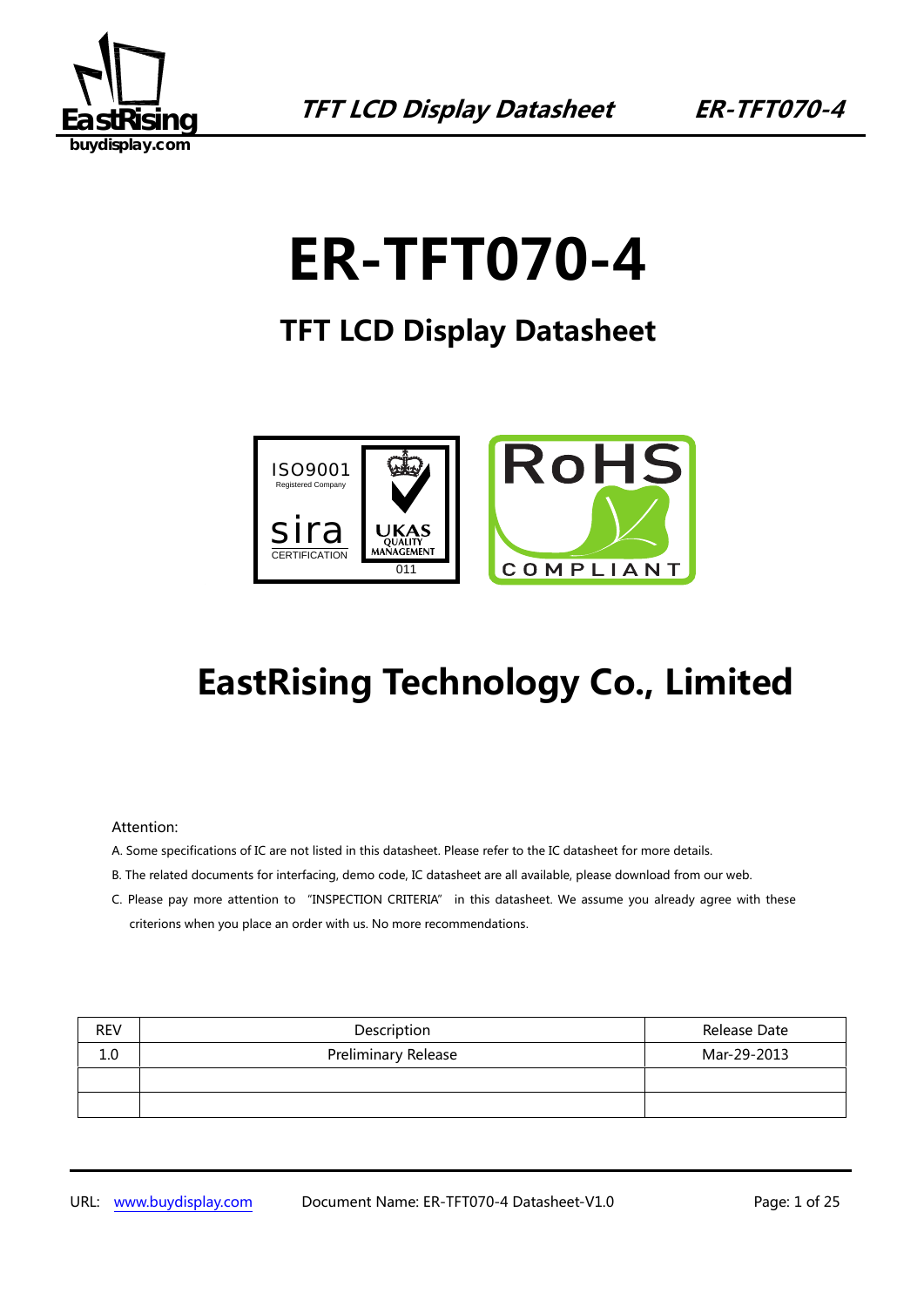# ER-TFT070-4

## TFT LCD Display Datasheet

## EastRising Technology Co., Limited

Attention:

A. Some specifications of IC are not listed in this datasheet. Please refer to the IC datasheet for more details.

B. The related documents for interfacing, demo code, IC datasheet are all available, please download from our web.

C. Please pay more attention to "INSPECTION CRITERIA" in this datasheet. We assume you already agree with these criterions when you place an order with us. No more recommendations.

| REV | Description | Release Date |
| --- | --- | --- |
| 1.0 | Preliminary Release | Mar-29-2013 |
| | | |
| | | |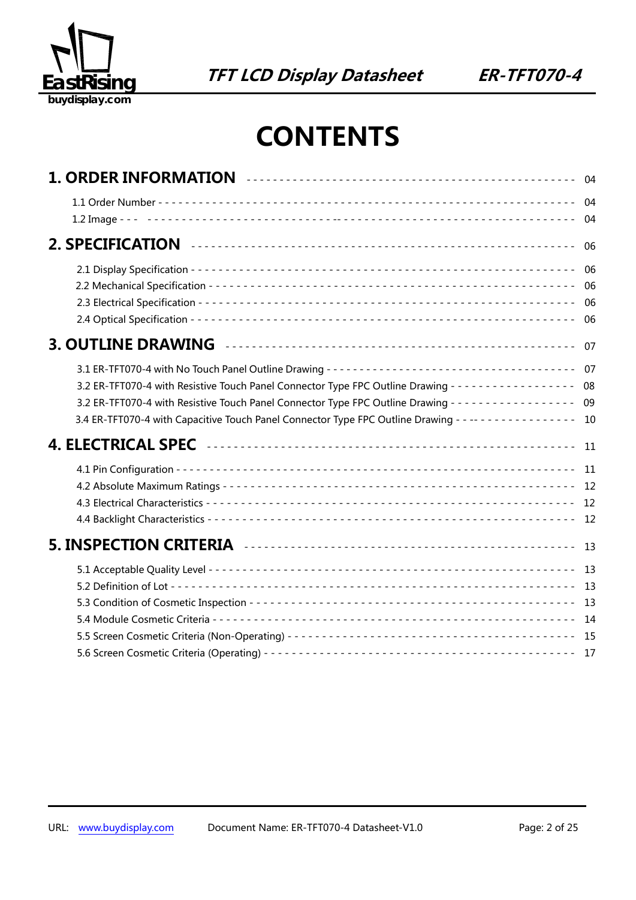# CONTENTS

**1. ORDER INFORMATION** ---------------------------------------------- 04

1.1 Order Number ---------------------------------------------------------------- 04
1.2 Image --- -------------------------------------------------------------------- 04

**2. SPECIFICATION** ---------------------------------------------------- 06

2.1 Display Specification ------------------------------------------------------- 06
2.2 Mechanical Specification ---------------------------------------------------- 06
2.3 Electrical Specification ----------------------------------------------------- 06
2.4 Optical Specification -------------------------------------------------------- 06

**3. OUTLINE DRAWING** -------------------------------------------------- 07

3.1 ER-TFT070-4 with No Touch Panel Outline Drawing ------------------------------------- 07
3.2 ER-TFT070-4 with Resistive Touch Panel Connector Type FPC Outline Drawing ------------------ 08
3.2 ER-TFT070-4 with Resistive Touch Panel Connector Type FPC Outline Drawing ------------------ 09
3.4 ER-TFT070-4 with Capacitive Touch Panel Connector Type FPC Outline Drawing ----------------- 10

**4. ELECTRICAL SPEC** -------------------------------------------------- 11

4.1 Pin Configuration ------------------------------------------------------------ 11
4.2 Absolute Maximum Ratings ---------------------------------------------------- 12
4.3 Electrical Characteristics ---------------------------------------------------- 12
4.4 Backlight Characteristics ----------------------------------------------------- 12

**5. INSPECTION CRITERIA** ---------------------------------------------- 13

5.1 Acceptable Quality Level ----------------------------------------------------- 13
5.2 Definition of Lot ------------------------------------------------------------ 13
5.3 Condition of Cosmetic Inspection --------------------------------------------- 13
5.4 Module Cosmetic Criteria ----------------------------------------------------- 14
5.5 Screen Cosmetic Criteria (Non-Operating) ------------------------------------- 15
5.6 Screen Cosmetic Criteria (Operating) ----------------------------------------- 17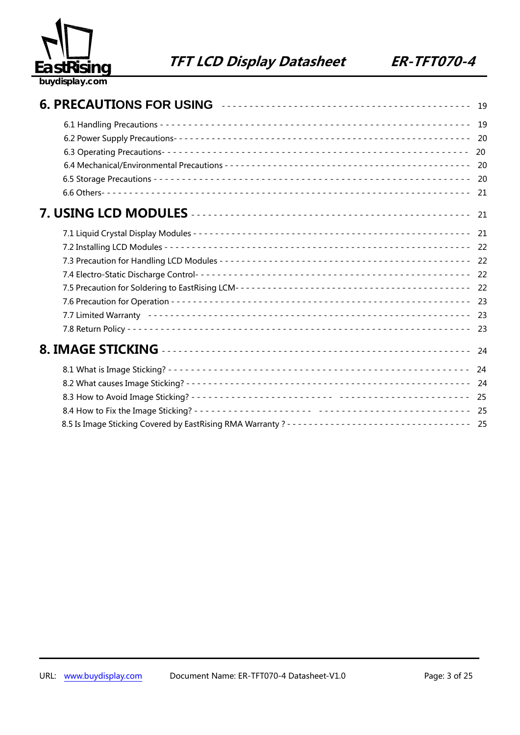**6. PRECAUTIONS FOR USING** ------------------------------------------ 19

6.1 Handling Precautions ------------------------------------------ 19
6.2 Power Supply Precautions------------------------------------------ 20
6.3 Operating Precautions------------------------------------------ 20
6.4 Mechanical/Environmental Precautions ------------------------------------------ 20
6.5 Storage Precautions ------------------------------------------ 20
6.6 Others------------------------------------------ 21

**7. USING LCD MODULES** ------------------------------------------ 21

7.1 Liquid Crystal Display Modules ------------------------------------------ 21
7.2 Installing LCD Modules ------------------------------------------ 22
7.3 Precaution for Handling LCD Modules ------------------------------------------ 22
7.4 Electro-Static Discharge Control------------------------------------------ 22
7.5 Precaution for Soldering to EastRising LCM------------------------------------------ 22
7.6 Precaution for Operation ------------------------------------------ 23
7.7 Limited Warranty ------------------------------------------ 23
7.8 Return Policy ------------------------------------------ 23

**8. IMAGE STICKING** ------------------------------------------ 24

8.1 What is Image Sticking? ------------------------------------------ 24
8.2 What causes Image Sticking? ------------------------------------------ 24
8.3 How to Avoid Image Sticking? ------------------------------------------ 25
8.4 How to Fix the Image Sticking? ------------------------------------------ 25
8.5 Is Image Sticking Covered by EastRising RMA Warranty ? ------------------------------------------ 25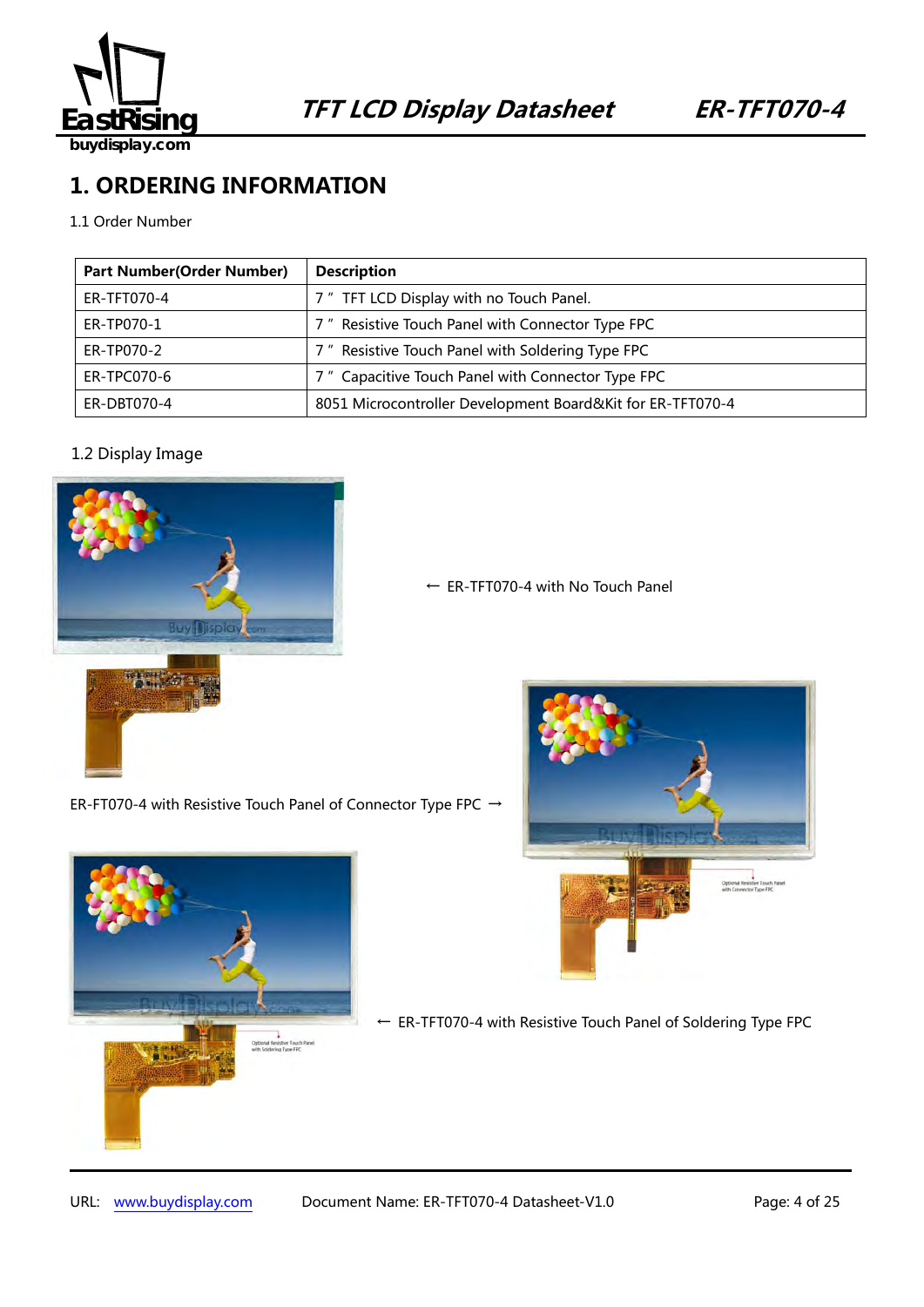# 1. ORDERING INFORMATION

1.1 Order Number

| Part Number(Order Number) | Description |
|---|---|
| ER-TFT070-4 | 7 " TFT LCD Display with no Touch Panel. |
| ER-TP070-1 | 7 " Resistive Touch Panel with Connector Type FPC |
| ER-TP070-2 | 7 " Resistive Touch Panel with Soldering Type FPC |
| ER-TPC070-6 | 7 " Capacitive Touch Panel with Connector Type FPC |
| ER-DBT070-4 | 8051 Microcontroller Development Board&Kit for ER-TFT070-4 |

1.2 Display Image

← ER-TFT070-4 with No Touch Panel

ER-FT070-4 with Resistive Touch Panel of Connector Type FPC →

← ER-TFT070-4 with Resistive Touch Panel of Soldering Type FPC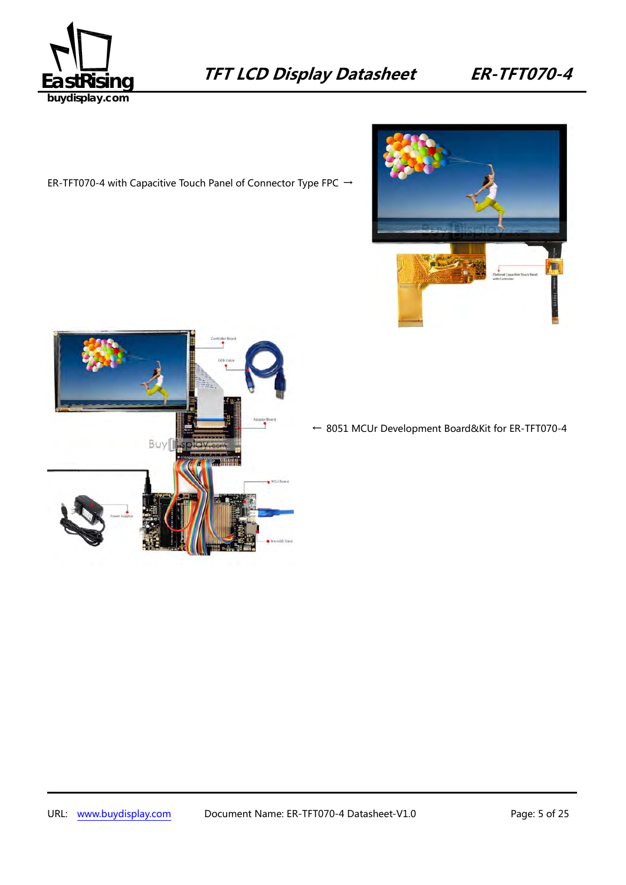ER-TFT070-4 with Capacitive Touch Panel of Connector Type FPC →

← 8051 MCUr Development Board&Kit for ER-TFT070-4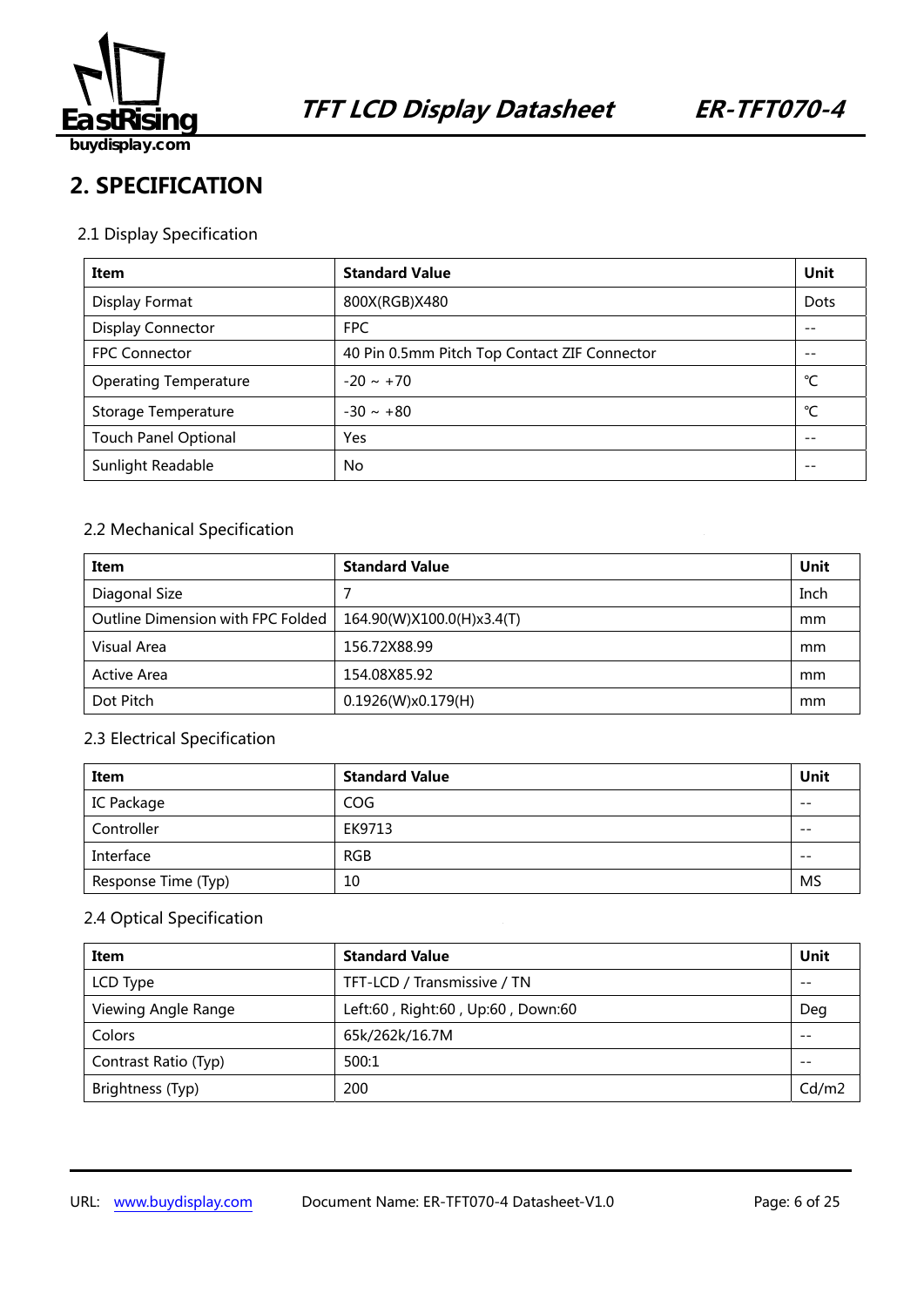## 2. SPECIFICATION

### 2.1 Display Specification

| Item | Standard Value | Unit |
|---|---|---|
| Display Format | 800X(RGB)X480 | Dots |
| Display Connector | FPC | -- |
| FPC Connector | 40 Pin 0.5mm Pitch Top Contact ZIF Connector | -- |
| Operating Temperature | -20 ~ +70 | ℃ |
| Storage Temperature | -30 ~ +80 | ℃ |
| Touch Panel Optional | Yes | -- |
| Sunlight Readable | No | -- |

### 2.2 Mechanical Specification

| Item | Standard Value | Unit |
|---|---|---|
| Diagonal Size | 7 | Inch |
| Outline Dimension with FPC Folded | 164.90(W)X100.0(H)x3.4(T) | mm |
| Visual Area | 156.72X88.99 | mm |
| Active Area | 154.08X85.92 | mm |
| Dot Pitch | 0.1926(W)x0.179(H) | mm |

### 2.3 Electrical Specification

| Item | Standard Value | Unit |
|---|---|---|
| IC Package | COG | -- |
| Controller | EK9713 | -- |
| Interface | RGB | -- |
| Response Time (Typ) | 10 | MS |

### 2.4 Optical Specification

| Item | Standard Value | Unit |
|---|---|---|
| LCD Type | TFT-LCD / Transmissive / TN | -- |
| Viewing Angle Range | Left:60 , Right:60 , Up:60 , Down:60 | Deg |
| Colors | 65k/262k/16.7M | -- |
| Contrast Ratio (Typ) | 500:1 | -- |
| Brightness (Typ) | 200 | Cd/m2 |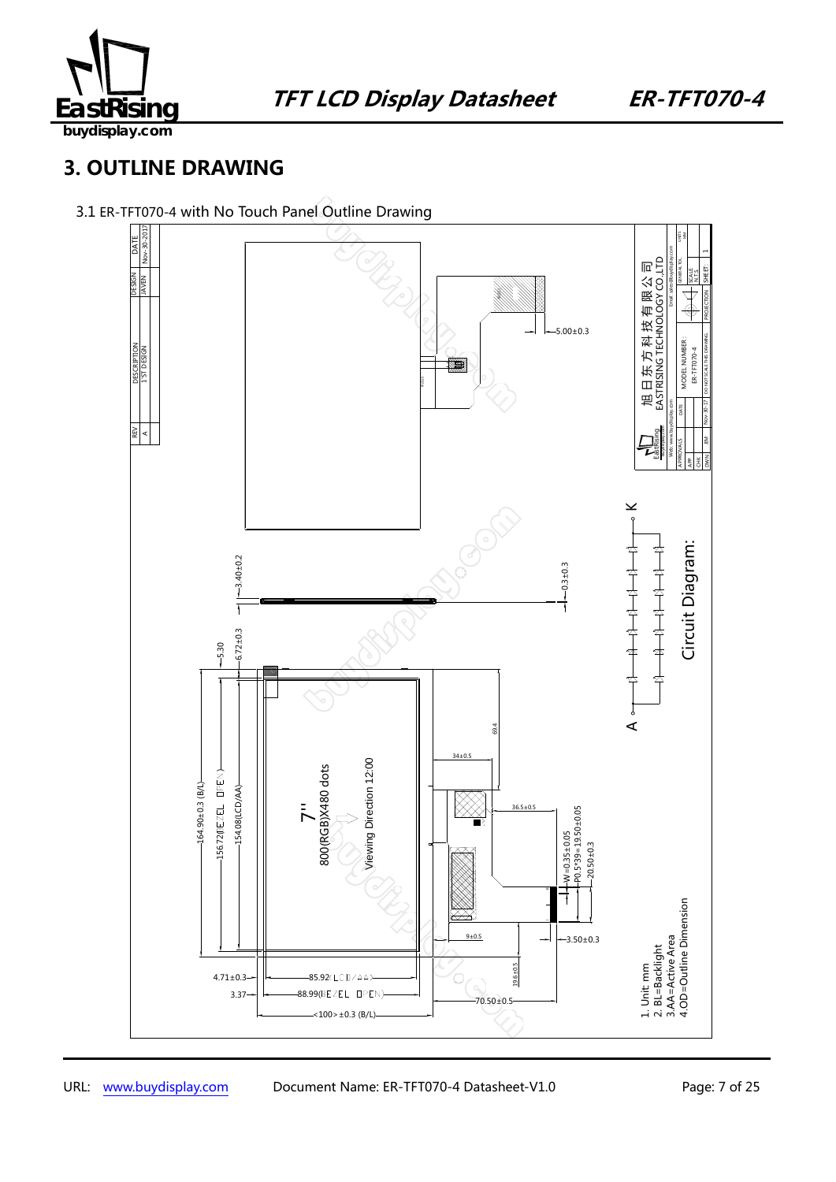## 3. OUTLINE DRAWING

3.1 ER-TFT070-4 with No Touch Panel Outline Drawing

| REV | DESCRIPTION | DESIGN | DATE |
|---|---|---|---|
| A | 1 ST DESIGN | JAVEN | Nov-30-2017 |

5.00±0.3

3.40±0.2

0.3±0.3

5.30

6.72±0.3

164.90±0.3 (B/L)

156.72(BEZEL OPEN)

154.08(LCD/AA)

7"

800(RGB)X480 dots

Viewing Direction 12:00

69.4

34±0.5

36.5±0.5

W=0.35±0.05

P0.5*39=19.50±0.05

20.50±0.3

9±0.5

3.50±0.3

19.6±0.5

4.71±0.3

3.37

85.92(LCD/AA)

88.99(BEZEL OPEN)

<100> ±0.3 (B/L)

70.50±0.5

A

K

Circuit Diagram:

1. Unit: mm
2. BL=Backlight
3. AA=Active Area
4. OD=Outline Dimension

旭日东方科技有限公司
EASTRISING TECHNOLOGY CO.,LTD

MODEL NUMBER: ER-TFT070-4

| APPROVALS | DATE |
|---|---|
| APP | |
| CHK | |
| DWN | RM Nov-30-17 |

DO NOT SCALE THE DRAWING

PROJECTION

SCALE N.T.S

SHEET 1

UNITS mm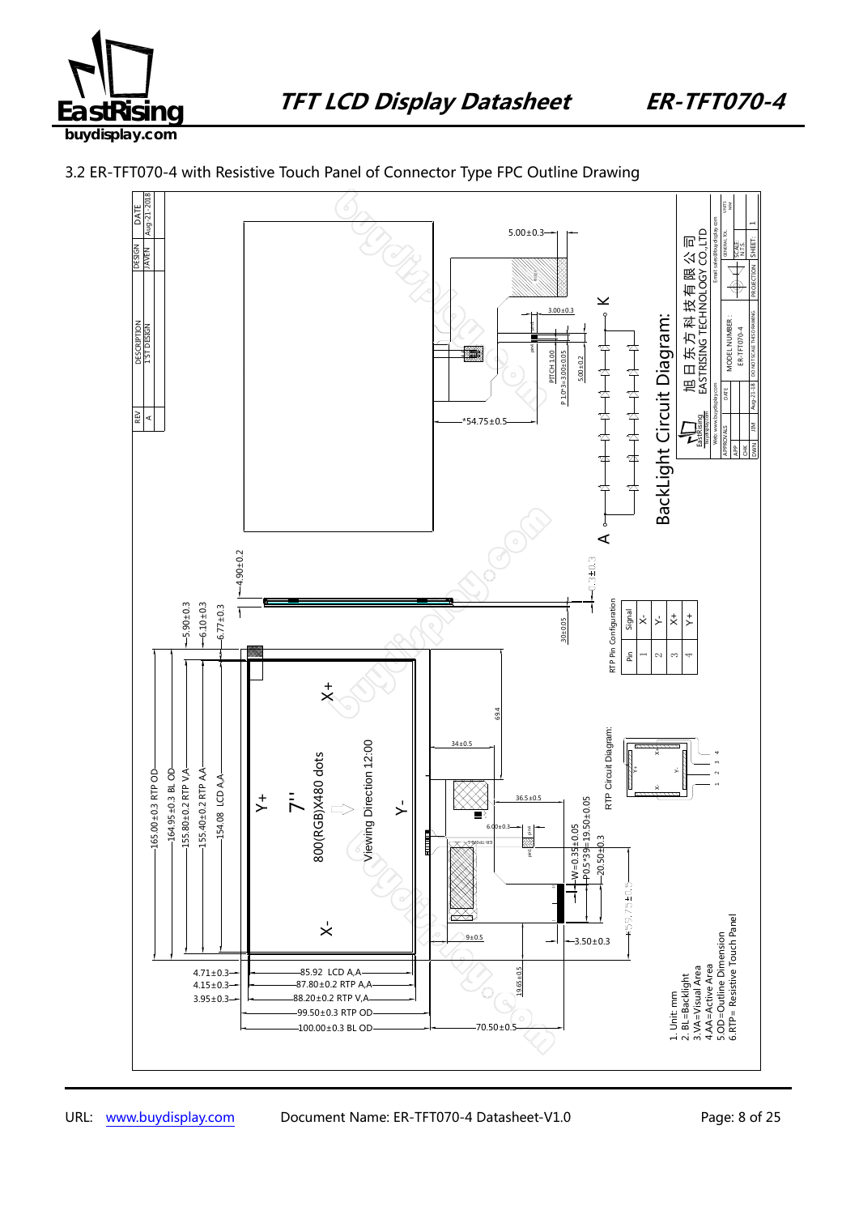3.2 ER-TFT070-4 with Resistive Touch Panel of Connector Type FPC Outline Drawing

| REV | DESCRIPTION | DESIGN | DATE |
|---|---|---|---|
| A | 1ST DESIGN | JAVEN | Aug-21-2018 |

BackLight Circuit Diagram:

A —— K

RTP Pin Configuration

| Pin | Signal |
|---|---|
| 1 | X- |
| 2 | Y- |
| 3 | X+ |
| 4 | Y+ |

RTP Circuit Diagram:

7''

800(RGB)X480 dots

Viewing Direction 12:00

165.00±0.3 RTP OD
164.95±0.3 BL OD
155.80±0.2 RTP V.A
155.40±0.2 RTP A.A
154.08 LCD A.A

85.92 LCD A.A
87.80±0.2 RTP A.A
88.20±0.2 RTP V.A
99.50±0.3 RTP OD
100.00±0.3 BL OD

1. Unit: mm
2. BL=Backlight
3. VA=Visual Area
4. AA=Active Area
5. OD=Outline Dimension
6. RTP= Resistive Touch Panel

旭日东方科技有限公司
EASTRISING TECHNOLOGY CO.,LTD

MODEL NUMBER: ER-TFT070-4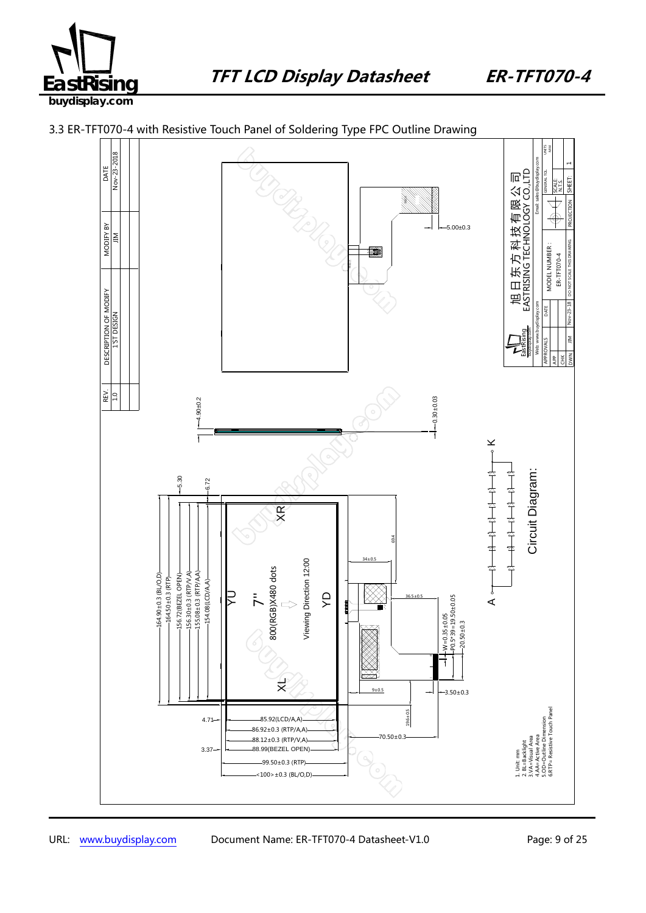3.3 ER-TFT070-4 with Resistive Touch Panel of Soldering Type FPC Outline Drawing

| REV. | DESCRIPTION OF MODIFY | MODIFY BY | DATE |
|---|---|---|---|
| 1.0 | 1'ST DESIGN | JIM | Nov-23-2018 |

Dimensions: 164.90±0.3 (BL/O,D); 164.50±0.3 (RTP); 156.72(BEZEL OPEN); 156.30±0.3 (RTP/V,A); 155.08±0.3 (RTP/A,A); 154.08(LCD/A,A); 5.30; 6.72; 4.90±0.2; 0.30±0.03; 5.00±0.3; 85.92(LCD/A,A); 86.92±0.3 (RTP/A,A); 88.12±0.3 (RTP/V,A); 88.99(BEZEL OPEN); 99.50±0.3 (RTP); <100> ±0.3 (BL/O,D); 4.71; 3.37; 70.50±0.3; 19.6±0.5; 9±0.5; 3.50±0.3; W=0.35±0.05; P0.5*39=19.50±0.05; 20.50±0.3; 36.5±0.5; 34±0.5; 69.4

XR, YU, YD, XL

7" 800(RGB)X480 dots

Viewing Direction 12:00

Circuit Diagram: A — K

1. Unit: mm
2. BL=Backlight
3. VA=Visual Area
4. AA=Active Area
5. OD=Outline Dimension
6. RTP= Resistive Touch Panel

旭日东方科技有限公司
EASTRISING TECHNOLOGY CO.,LTD

Web: www.buydisplay.com Email: sales@buydisplay.com

MODEL NUMBER : ER-TFT070-4

| APPROVALS | | DATE |
|---|---|---|
| APP | | |
| CHK | | |
| DWN | JIM | Nov-23-18 |

GENERAL TOL. | UNITS MM | SCALE N.T.S | SHEET: 1 | PROJECTION | DO NOT SCALE THIS DRAWING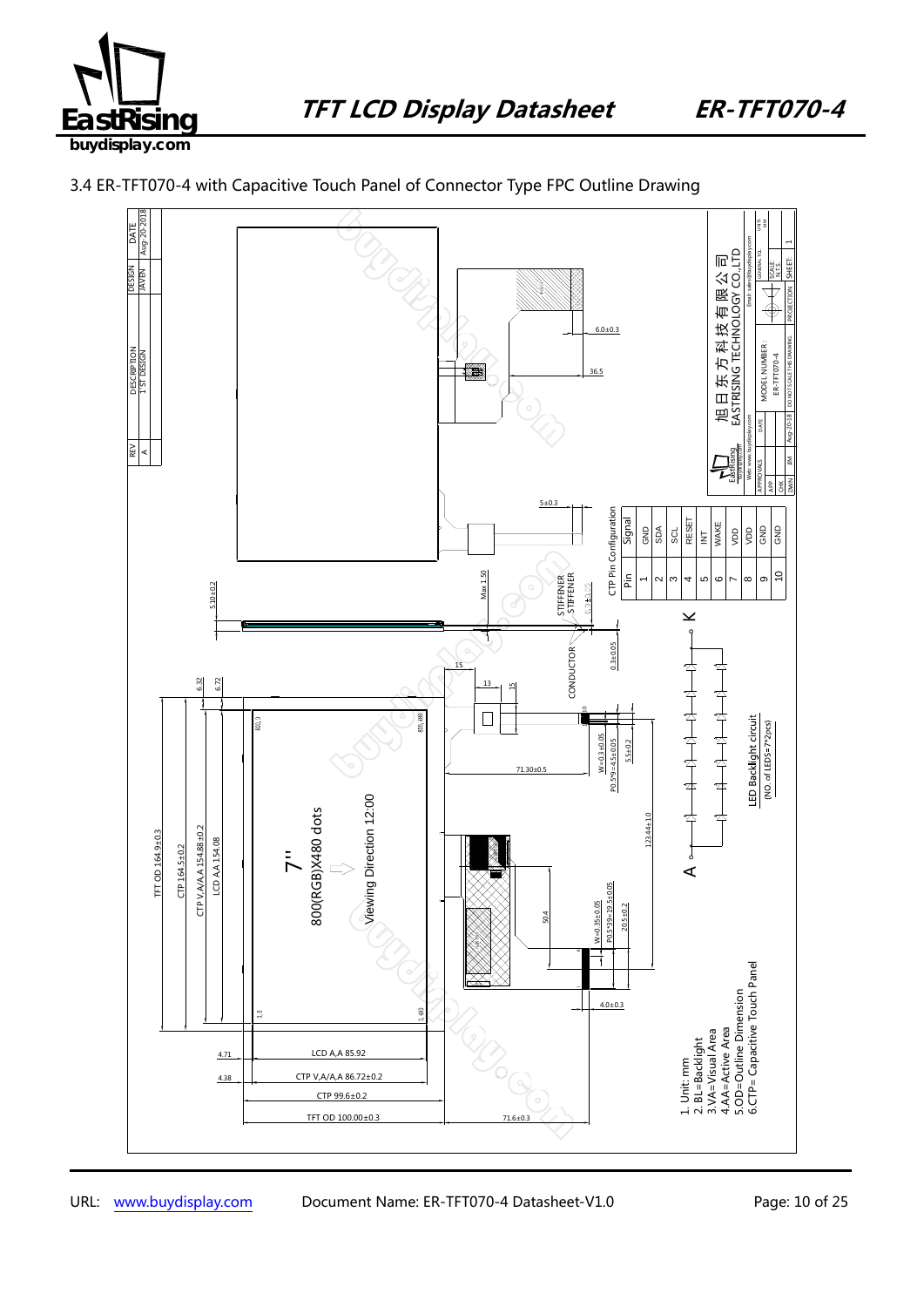## 3.4 ER-TFT070-4 with Capacitive Touch Panel of Connector Type FPC Outline Drawing

| REV | DESCRIPTION | DESIGN | DATE |
|---|---|---|---|
| A | 1 ST DESIGN | JAVEN | Aug-20-2018 |

**CTP Pin Configuration**

| Pin | Signal |
|---|---|
| 1 | GND |
| 2 | SDA |
| 3 | SCL |
| 4 | RESET |
| 5 | INT |
| 6 | WAKE |
| 7 | VDD |
| 8 | VDD |
| 9 | GND |
| 10 | GND |

7"

800(RGB)X480 dots

Viewing Direction 12:00

LED Backlight circuit (NO. of LEDS=7*2pcs)

A K

TFT OD 164.9±0.3

CTP 164.5±0.2

CTP V.A/A.A 154.88±0.2

LCD A.A 154.08

LCD A.A 85.92

CTP V.A/A.A 86.72±0.2

CTP 99.6±0.2

TFT OD 100.00±0.3

71.6±0.3

71.30±0.5

123.44±1.0

5.10±0.2

6.32

6.72

4.71

4.38

6.0±0.3

36.5

5±0.3

Max 1.50

STIFFENER

CONDUCTOR

0.3±0.05

15

13

W=0.3±0.05

P0.5*9=4.5±0.05

5.5±0.2

50.4

W=0.35±0.05

P0.5*39=19.5±0.05

20.5±0.2

4.0±0.3

1. Unit: mm
2. BL=Backlight
3. VA=Visual Area
4. AA=Active Area
5. OD=Outline Dimension
6. CTP= Capacitive Touch Panel

旭日东方科技有限公司
EASTRISING TECHNOLOGY CO.,LTD

Web: www.buydisplay.com

Email: sales@buydisplay.com

| APPROVALS | DATE | MODEL NUMBER: | GENERAL TOL. | UNITS: mm |
|---|---|---|---|---|
| APP | | ER-TFT070-4 | SCALE: N.T.S | |
| CHK | | | | |
| DWN JM | Aug-20-18 | DO NOT SCALE THIS DRAWING | PROJECTION | SHEET: 1 |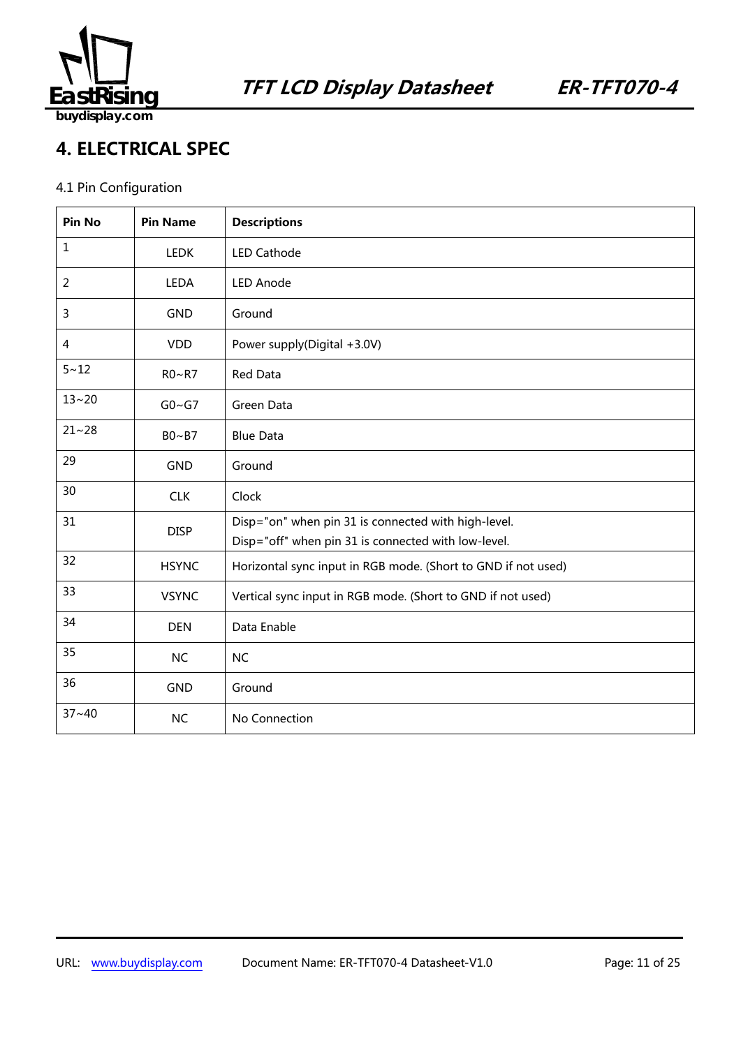## 4. ELECTRICAL SPEC

4.1 Pin Configuration

| Pin No | Pin Name | Descriptions |
|---|---|---|
| 1 | LEDK | LED Cathode |
| 2 | LEDA | LED Anode |
| 3 | GND | Ground |
| 4 | VDD | Power supply(Digital +3.0V) |
| 5~12 | R0~R7 | Red Data |
| 13~20 | G0~G7 | Green Data |
| 21~28 | B0~B7 | Blue Data |
| 29 | GND | Ground |
| 30 | CLK | Clock |
| 31 | DISP | Disp="on" when pin 31 is connected with high-level.<br>Disp="off" when pin 31 is connected with low-level. |
| 32 | HSYNC | Horizontal sync input in RGB mode. (Short to GND if not used) |
| 33 | VSYNC | Vertical sync input in RGB mode. (Short to GND if not used) |
| 34 | DEN | Data Enable |
| 35 | NC | NC |
| 36 | GND | Ground |
| 37~40 | NC | No Connection |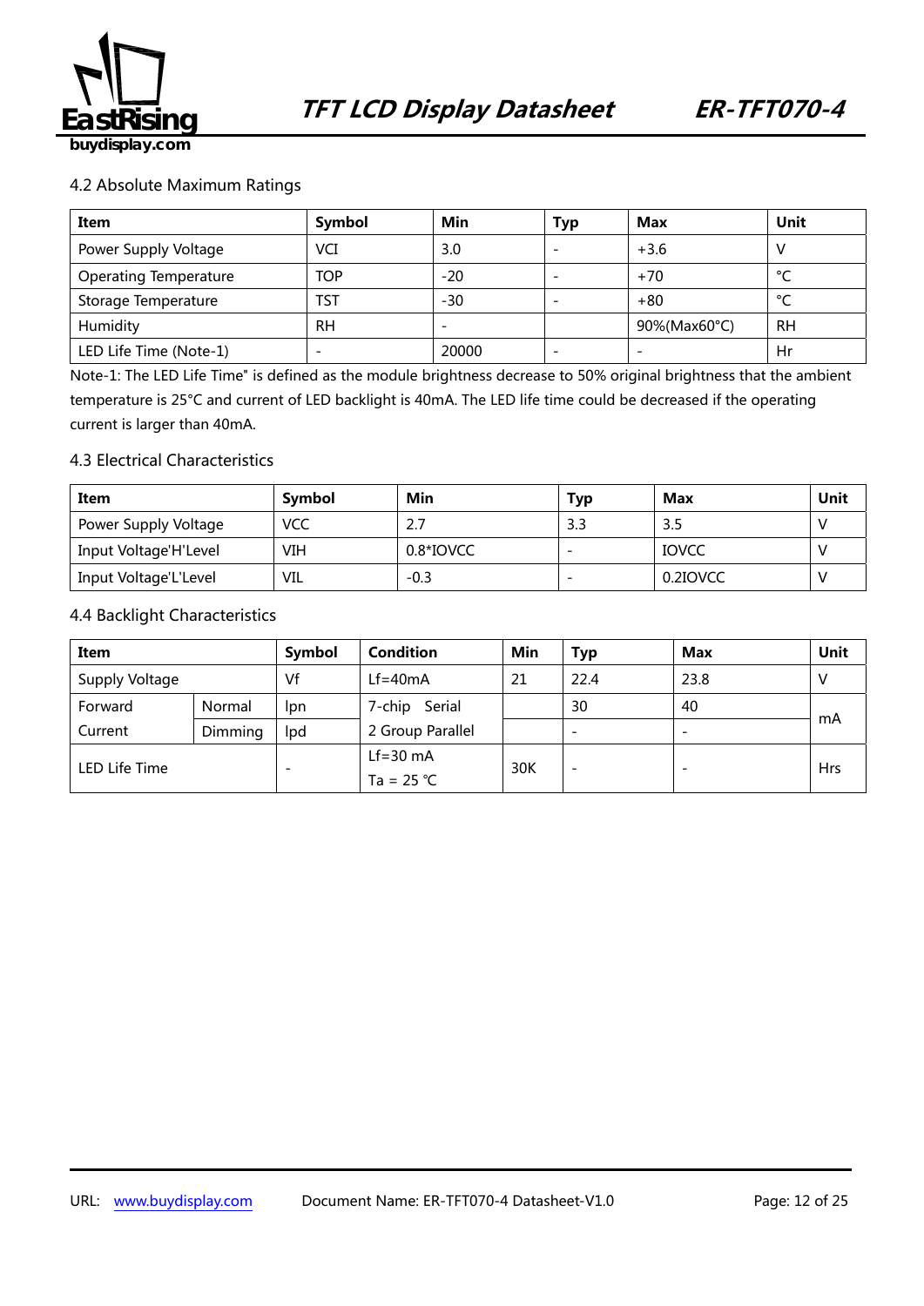## 4.2 Absolute Maximum Ratings

| Item | Symbol | Min | Typ | Max | Unit |
|---|---|---|---|---|---|
| Power Supply Voltage | VCI | 3.0 | - | +3.6 | V |
| Operating Temperature | TOP | -20 | - | +70 | ℃ |
| Storage Temperature | TST | -30 | - | +80 | ℃ |
| Humidity | RH | - | | 90%(Max60°C) | RH |
| LED Life Time (Note-1) | - | 20000 | - | - | Hr |

Note-1: The LED Life Time" is defined as the module brightness decrease to 50% original brightness that the ambient temperature is 25°C and current of LED backlight is 40mA. The LED life time could be decreased if the operating current is larger than 40mA.

## 4.3 Electrical Characteristics

| Item | Symbol | Min | Typ | Max | Unit |
|---|---|---|---|---|---|
| Power Supply Voltage | VCC | 2.7 | 3.3 | 3.5 | V |
| Input Voltage'H'Level | VIH | 0.8*IOVCC | - | IOVCC | V |
| Input Voltage'L'Level | VIL | -0.3 | - | 0.2IOVCC | V |

## 4.4 Backlight Characteristics

| Item | | Symbol | Condition | Min | Typ | Max | Unit |
|---|---|---|---|---|---|---|---|
| Supply Voltage | | Vf | Lf=40mA | 21 | 22.4 | 23.8 | V |
| Forward Current | Normal | Ipn | 7-chip Serial 2 Group Parallel | | 30 | 40 | mA |
| | Dimming | Ipd | | | - | - | |
| LED Life Time | | - | Lf=30 mA Ta = 25 ℃ | 30K | - | - | Hrs |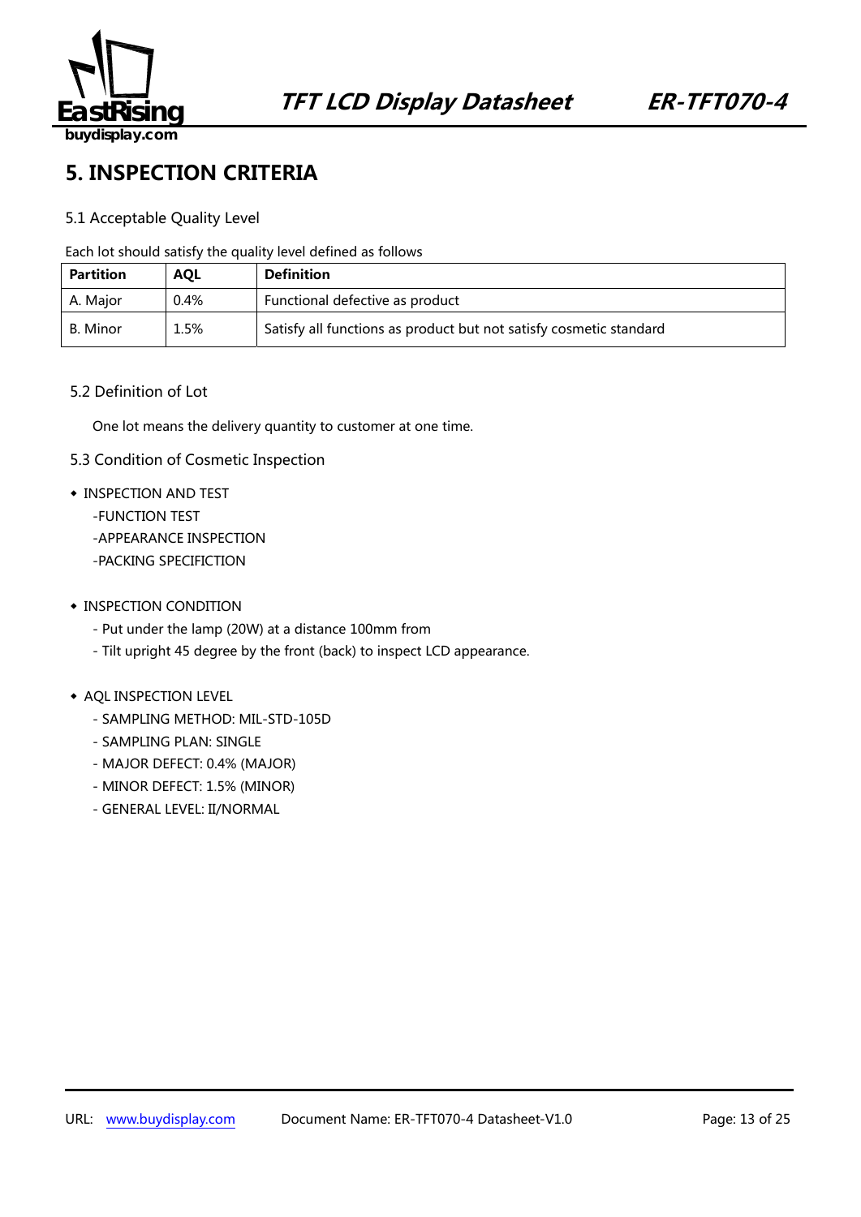# 5. INSPECTION CRITERIA

## 5.1 Acceptable Quality Level

Each lot should satisfy the quality level defined as follows

| Partition | AQL | Definition |
|---|---|---|
| A. Major | 0.4% | Functional defective as product |
| B. Minor | 1.5% | Satisfy all functions as product but not satisfy cosmetic standard |

## 5.2 Definition of Lot

One lot means the delivery quantity to customer at one time.

## 5.3 Condition of Cosmetic Inspection

- INSPECTION AND TEST
  - -FUNCTION TEST
  - -APPEARANCE INSPECTION
  - -PACKING SPECIFICTION

- INSPECTION CONDITION
  - - Put under the lamp (20W) at a distance 100mm from
  - - Tilt upright 45 degree by the front (back) to inspect LCD appearance.

- AQL INSPECTION LEVEL
  - - SAMPLING METHOD: MIL-STD-105D
  - - SAMPLING PLAN: SINGLE
  - - MAJOR DEFECT: 0.4% (MAJOR)
  - - MINOR DEFECT: 1.5% (MINOR)
  - - GENERAL LEVEL: II/NORMAL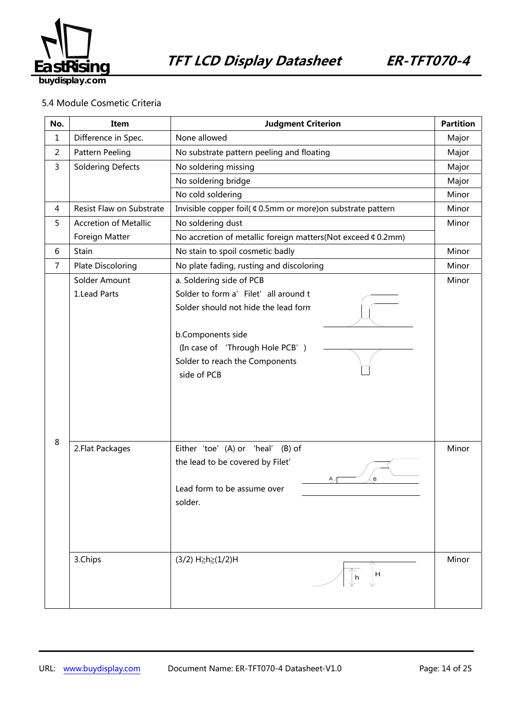### 5.4 Module Cosmetic Criteria

| No. | Item | Judgment Criterion | Partition |
|---|---|---|---|
| 1 | Difference in Spec. | None allowed | Major |
| 2 | Pattern Peeling | No substrate pattern peeling and floating | Major |
| 3 | Soldering Defects | No soldering missing | Major |
| | | No soldering bridge | Major |
| | | No cold soldering | Minor |
| 4 | Resist Flaw on Substrate | Invisible copper foil( ¢ 0.5mm or more)on substrate pattern | Minor |
| 5 | Accretion of Metallic Foreign Matter | No soldering dust | Minor |
| | | No accretion of metallic foreign matters(Not exceed ¢ 0.2mm) | |
| 6 | Stain | No stain to spoil cosmetic badly | Minor |
| 7 | Plate Discoloring | No plate fading, rusting and discoloring | Minor |
| 8 | Solder Amount<br>1.Lead Parts | a. Soldering side of PCB<br>Solder to form a' Filet' all around t<br>Solder should not hide the lead forn<br><br>b.Components side<br>(In case of 'Through Hole PCB')<br>Solder to reach the Components side of PCB | Minor |
| | 2.Flat Packages | Either 'toe' (A) or 'heal' (B) of the lead to be covered by Filet'<br><br>Lead form to be assume over solder. | Minor |
| | 3.Chips | $(3/2)\ H \geqq h \geqq (1/2)H$ | Minor |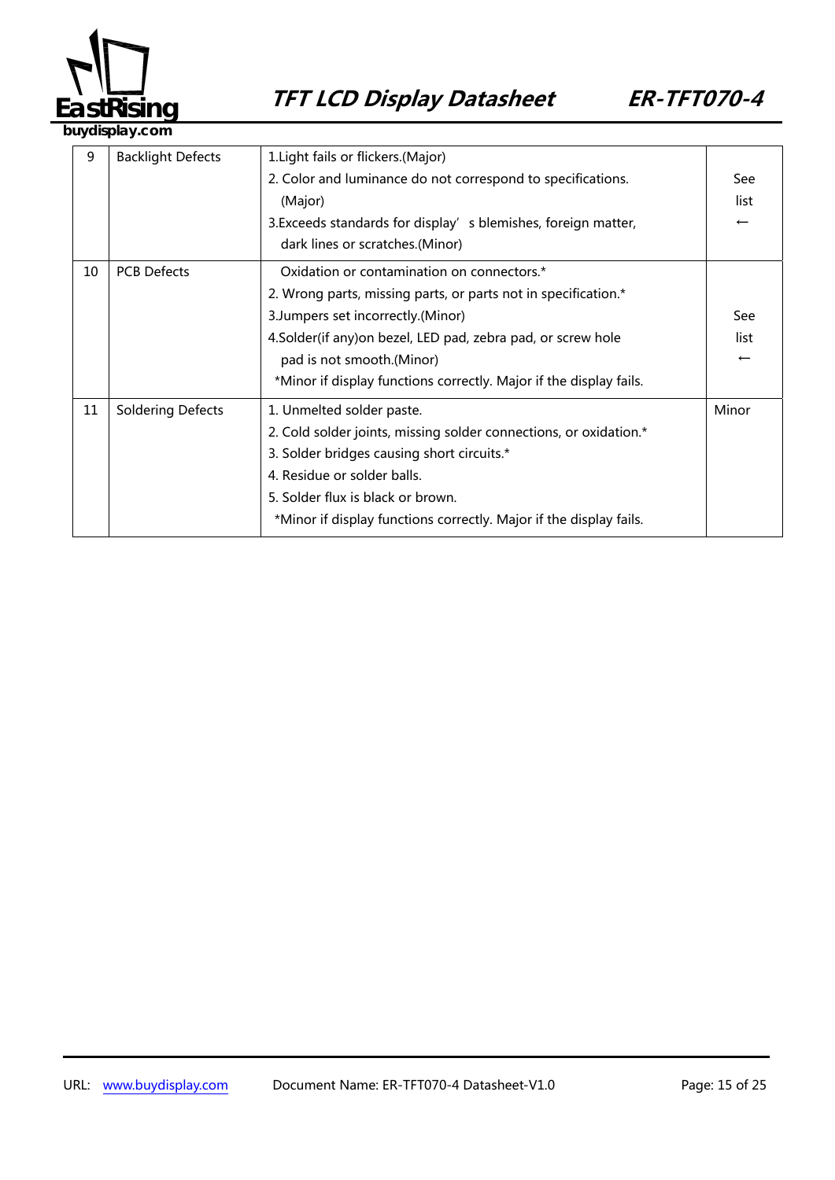| 9 | Backlight Defects | 1.Light fails or flickers.(Major)<br>2. Color and luminance do not correspond to specifications. (Major)<br>3.Exceeds standards for display' s blemishes, foreign matter, dark lines or scratches.(Minor) | See list ← |
|---|---|---|---|
| 10 | PCB Defects | Oxidation or contamination on connectors.*<br>2. Wrong parts, missing parts, or parts not in specification.*<br>3.Jumpers set incorrectly.(Minor)<br>4.Solder(if any)on bezel, LED pad, zebra pad, or screw hole pad is not smooth.(Minor)<br>*Minor if display functions correctly. Major if the display fails. | See list ← |
| 11 | Soldering Defects | 1. Unmelted solder paste.<br>2. Cold solder joints, missing solder connections, or oxidation.*<br>3. Solder bridges causing short circuits.*<br>4. Residue or solder balls.<br>5. Solder flux is black or brown.<br>*Minor if display functions correctly. Major if the display fails. | Minor |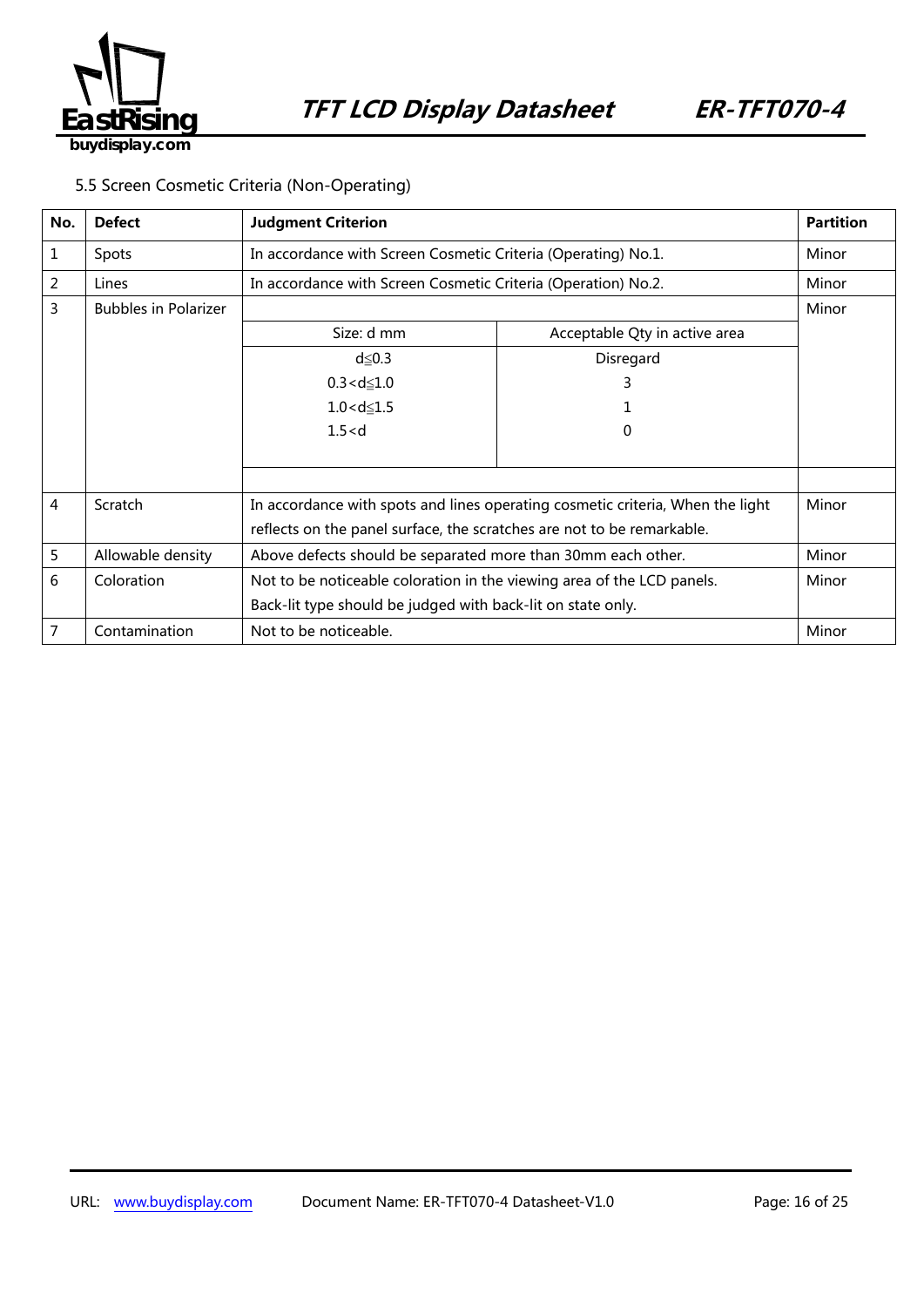### 5.5 Screen Cosmetic Criteria (Non-Operating)

| No. | Defect | Judgment Criterion | | Partition |
|---|---|---|---|---|
| 1 | Spots | In accordance with Screen Cosmetic Criteria (Operating) No.1. | | Minor |
| 2 | Lines | In accordance with Screen Cosmetic Criteria (Operation) No.2. | | Minor |
| 3 | Bubbles in Polarizer | Size: d mm | Acceptable Qty in active area | Minor |
| | | d≦0.3 | Disregard | |
| | | 0.3<d≦1.0 | 3 | |
| | | 1.0<d≦1.5 | 1 | |
| | | 1.5<d | 0 | |
| 4 | Scratch | In accordance with spots and lines operating cosmetic criteria, When the light reflects on the panel surface, the scratches are not to be remarkable. | | Minor |
| 5 | Allowable density | Above defects should be separated more than 30mm each other. | | Minor |
| 6 | Coloration | Not to be noticeable coloration in the viewing area of the LCD panels. Back-lit type should be judged with back-lit on state only. | | Minor |
| 7 | Contamination | Not to be noticeable. | | Minor |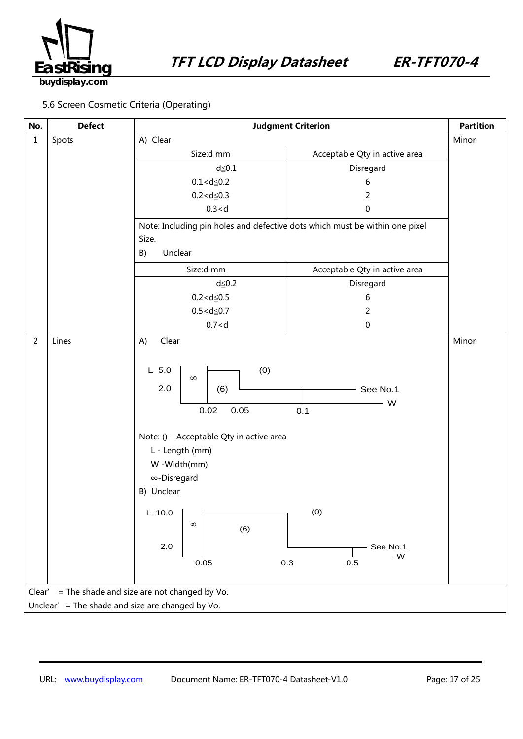5.6 Screen Cosmetic Criteria (Operating)

| No. | Defect | Judgment Criterion | | Partition |
|---|---|---|---|---|
| 1 | Spots | A) Clear | | Minor |
| | | Size:d mm | Acceptable Qty in active area | |
| | | d≦0.1 | Disregard | |
| | | 0.1<d≦0.2 | 6 | |
| | | 0.2<d≦0.3 | 2 | |
| | | 0.3<d | 0 | |
| | | Note: Including pin holes and defective dots which must be within one pixel Size. | | |
| | | B) Unclear | | |
| | | Size:d mm | Acceptable Qty in active area | |
| | | d≦0.2 | Disregard | |
| | | 0.2<d≦0.5 | 6 | |
| | | 0.5<d≦0.7 | 2 | |
| | | 0.7<d | 0 | |
| 2 | Lines | A) Clear<br>L 5.0, 2.0; W 0.02, 0.05, 0.1; ∞, (6), (0), See No.1<br>Note: () – Acceptable Qty in active area<br>L - Length (mm)<br>W -Width(mm)<br>∞-Disregard<br>B) Unclear<br>L 10.0, 2.0; W 0.05, 0.3, 0.5; ∞, (6), (0), See No.1 | | Minor |

Clear' = The shade and size are not changed by Vo.

Unclear' = The shade and size are changed by Vo.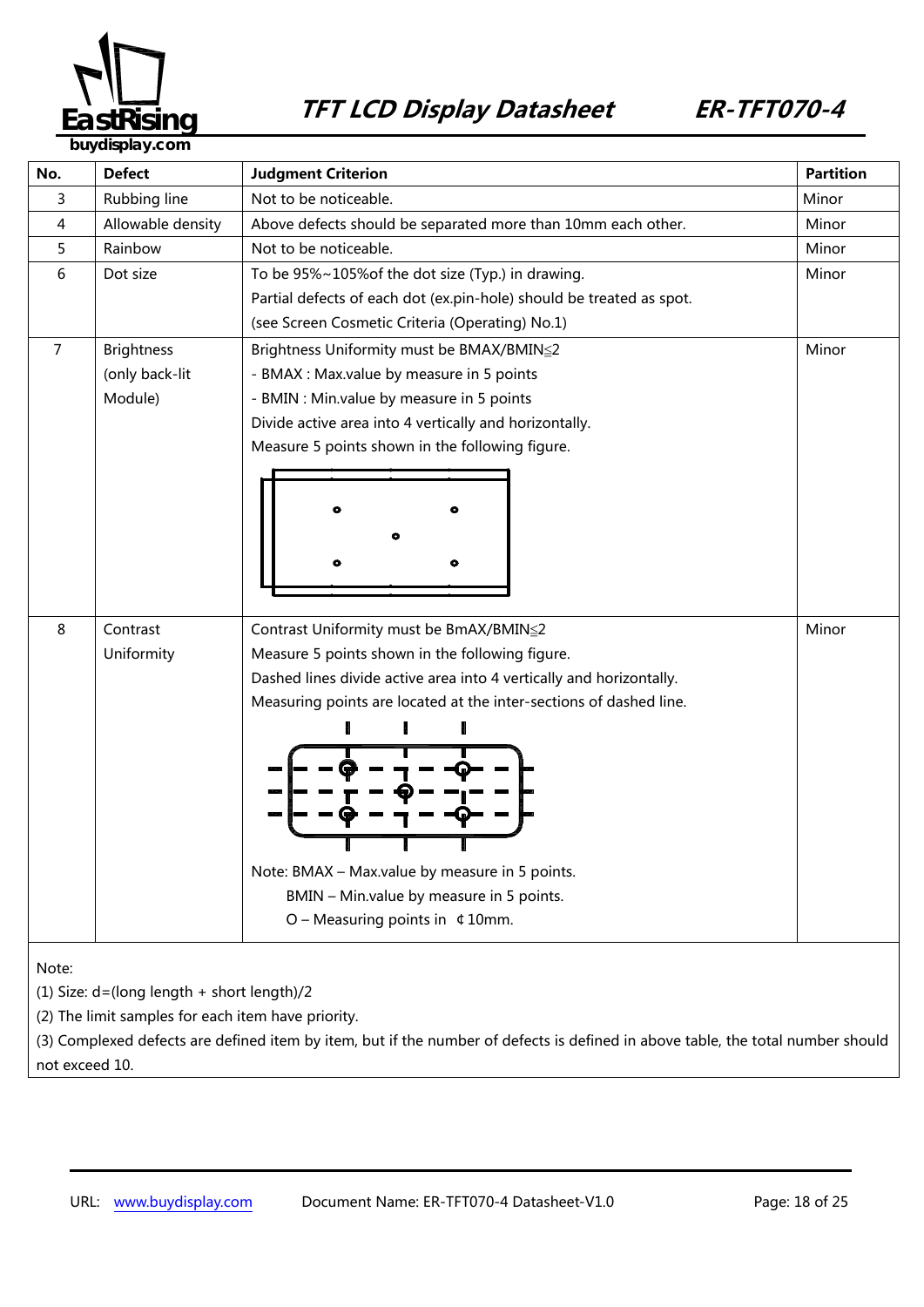| No. | Defect | Judgment Criterion | Partition |
|---|---|---|---|
| 3 | Rubbing line | Not to be noticeable. | Minor |
| 4 | Allowable density | Above defects should be separated more than 10mm each other. | Minor |
| 5 | Rainbow | Not to be noticeable. | Minor |
| 6 | Dot size | To be 95%~105%of the dot size (Typ.) in drawing.<br>Partial defects of each dot (ex.pin-hole) should be treated as spot.<br>(see Screen Cosmetic Criteria (Operating) No.1) | Minor |
| 7 | Brightness (only back-lit Module) | Brightness Uniformity must be BMAX/BMIN≦2<br>- BMAX : Max.value by measure in 5 points<br>- BMIN : Min.value by measure in 5 points<br>Divide active area into 4 vertically and horizontally.<br>Measure 5 points shown in the following figure. | Minor |
| 8 | Contrast Uniformity | Contrast Uniformity must be BmAX/BMIN≦2<br>Measure 5 points shown in the following figure.<br>Dashed lines divide active area into 4 vertically and horizontally.<br>Measuring points are located at the inter-sections of dashed line.<br>Note: BMAX – Max.value by measure in 5 points.<br>BMIN – Min.value by measure in 5 points.<br>O – Measuring points in ¢10mm. | Minor |

Note:

(1) Size: d=(long length + short length)/2

(2) The limit samples for each item have priority.

(3) Complexed defects are defined item by item, but if the number of defects is defined in above table, the total number should not exceed 10.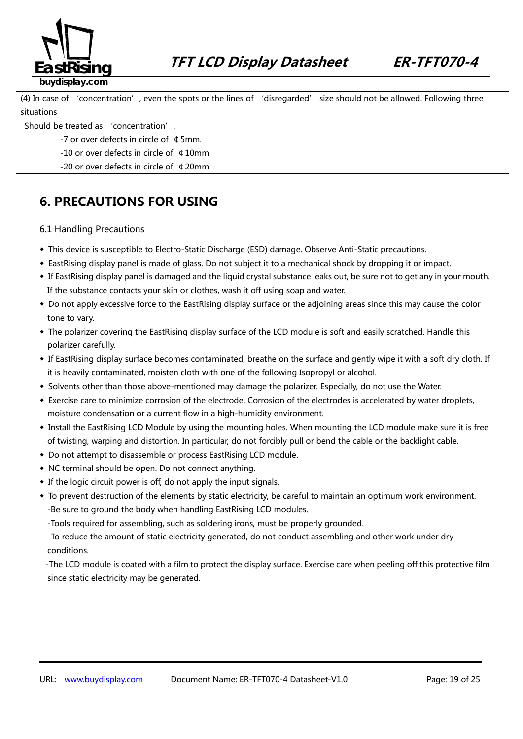(4) In case of 'concentration', even the spots or the lines of 'disregarded' size should not be allowed. Following three situations

Should be treated as 'concentration'.

-7 or over defects in circle of ¢5mm.

-10 or over defects in circle of ¢10mm

-20 or over defects in circle of ¢20mm

# 6. PRECAUTIONS FOR USING

## 6.1 Handling Precautions

- This device is susceptible to Electro-Static Discharge (ESD) damage. Observe Anti-Static precautions.
- EastRising display panel is made of glass. Do not subject it to a mechanical shock by dropping it or impact.
- If EastRising display panel is damaged and the liquid crystal substance leaks out, be sure not to get any in your mouth. If the substance contacts your skin or clothes, wash it off using soap and water.
- Do not apply excessive force to the EastRising display surface or the adjoining areas since this may cause the color tone to vary.
- The polarizer covering the EastRising display surface of the LCD module is soft and easily scratched. Handle this polarizer carefully.
- If EastRising display surface becomes contaminated, breathe on the surface and gently wipe it with a soft dry cloth. If it is heavily contaminated, moisten cloth with one of the following Isopropyl or alcohol.
- Solvents other than those above-mentioned may damage the polarizer. Especially, do not use the Water.
- Exercise care to minimize corrosion of the electrode. Corrosion of the electrodes is accelerated by water droplets, moisture condensation or a current flow in a high-humidity environment.
- Install the EastRising LCD Module by using the mounting holes. When mounting the LCD module make sure it is free of twisting, warping and distortion. In particular, do not forcibly pull or bend the cable or the backlight cable.
- Do not attempt to disassemble or process EastRising LCD module.
- NC terminal should be open. Do not connect anything.
- If the logic circuit power is off, do not apply the input signals.
- To prevent destruction of the elements by static electricity, be careful to maintain an optimum work environment.
  -Be sure to ground the body when handling EastRising LCD modules.
  -Tools required for assembling, such as soldering irons, must be properly grounded.
  -To reduce the amount of static electricity generated, do not conduct assembling and other work under dry conditions.
  -The LCD module is coated with a film to protect the display surface. Exercise care when peeling off this protective film since static electricity may be generated.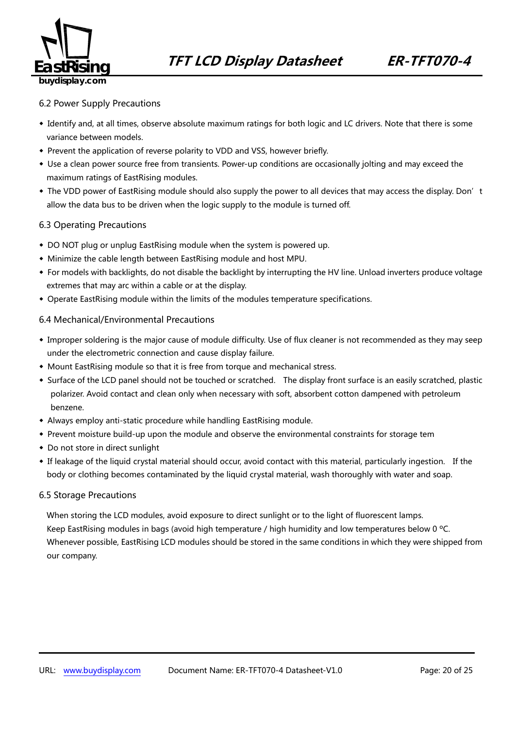## 6.2 Power Supply Precautions

- Identify and, at all times, observe absolute maximum ratings for both logic and LC drivers. Note that there is some variance between models.
- Prevent the application of reverse polarity to VDD and VSS, however briefly.
- Use a clean power source free from transients. Power-up conditions are occasionally jolting and may exceed the maximum ratings of EastRising modules.
- The VDD power of EastRising module should also supply the power to all devices that may access the display. Don't allow the data bus to be driven when the logic supply to the module is turned off.

## 6.3 Operating Precautions

- DO NOT plug or unplug EastRising module when the system is powered up.
- Minimize the cable length between EastRising module and host MPU.
- For models with backlights, do not disable the backlight by interrupting the HV line. Unload inverters produce voltage extremes that may arc within a cable or at the display.
- Operate EastRising module within the limits of the modules temperature specifications.

## 6.4 Mechanical/Environmental Precautions

- Improper soldering is the major cause of module difficulty. Use of flux cleaner is not recommended as they may seep under the electrometric connection and cause display failure.
- Mount EastRising module so that it is free from torque and mechanical stress.
- Surface of the LCD panel should not be touched or scratched. The display front surface is an easily scratched, plastic polarizer. Avoid contact and clean only when necessary with soft, absorbent cotton dampened with petroleum benzene.
- Always employ anti-static procedure while handling EastRising module.
- Prevent moisture build-up upon the module and observe the environmental constraints for storage tem
- Do not store in direct sunlight
- If leakage of the liquid crystal material should occur, avoid contact with this material, particularly ingestion. If the body or clothing becomes contaminated by the liquid crystal material, wash thoroughly with water and soap.

## 6.5 Storage Precautions

When storing the LCD modules, avoid exposure to direct sunlight or to the light of fluorescent lamps.
Keep EastRising modules in bags (avoid high temperature / high humidity and low temperatures below 0 ºC.
Whenever possible, EastRising LCD modules should be stored in the same conditions in which they were shipped from our company.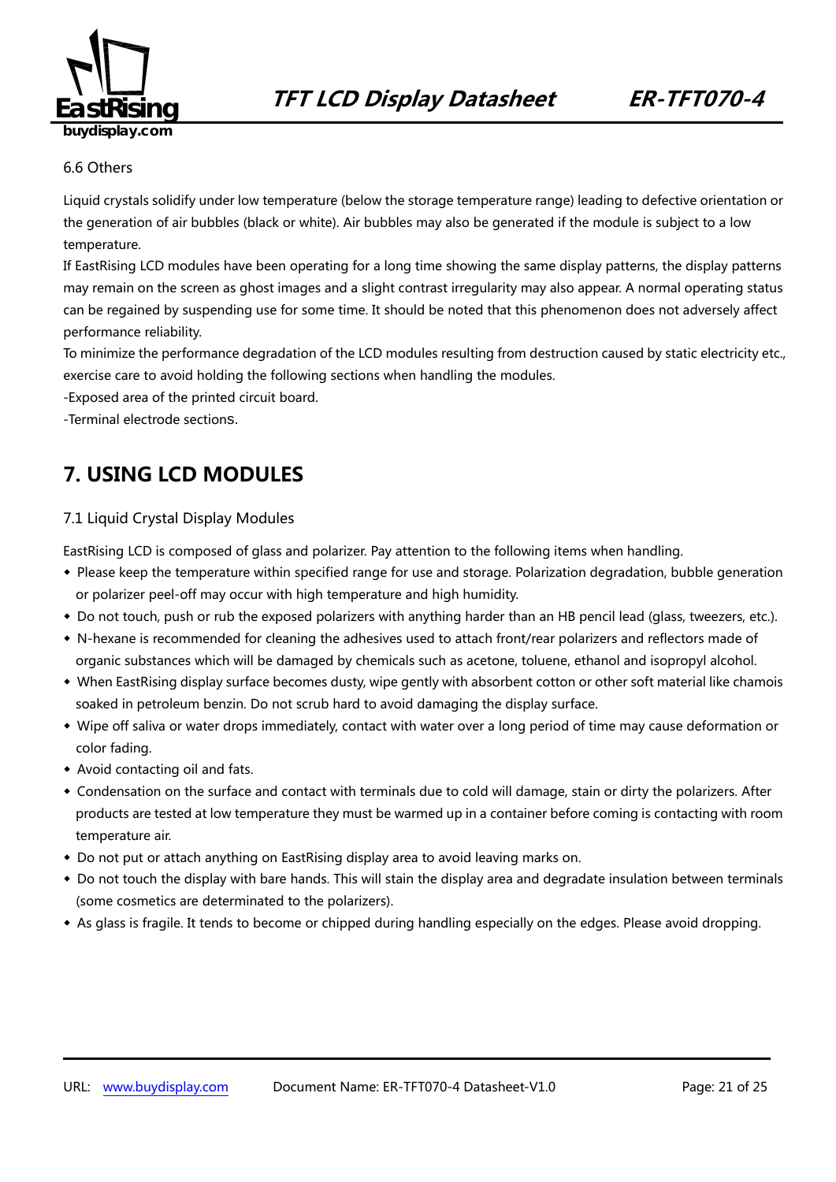6.6 Others

Liquid crystals solidify under low temperature (below the storage temperature range) leading to defective orientation or the generation of air bubbles (black or white). Air bubbles may also be generated if the module is subject to a low temperature.

If EastRising LCD modules have been operating for a long time showing the same display patterns, the display patterns may remain on the screen as ghost images and a slight contrast irregularity may also appear. A normal operating status can be regained by suspending use for some time. It should be noted that this phenomenon does not adversely affect performance reliability.

To minimize the performance degradation of the LCD modules resulting from destruction caused by static electricity etc., exercise care to avoid holding the following sections when handling the modules.

-Exposed area of the printed circuit board.

-Terminal electrode sections.

# 7. USING LCD MODULES

7.1 Liquid Crystal Display Modules

EastRising LCD is composed of glass and polarizer. Pay attention to the following items when handling.

- Please keep the temperature within specified range for use and storage. Polarization degradation, bubble generation or polarizer peel-off may occur with high temperature and high humidity.
- Do not touch, push or rub the exposed polarizers with anything harder than an HB pencil lead (glass, tweezers, etc.).
- N-hexane is recommended for cleaning the adhesives used to attach front/rear polarizers and reflectors made of organic substances which will be damaged by chemicals such as acetone, toluene, ethanol and isopropyl alcohol.
- When EastRising display surface becomes dusty, wipe gently with absorbent cotton or other soft material like chamois soaked in petroleum benzin. Do not scrub hard to avoid damaging the display surface.
- Wipe off saliva or water drops immediately, contact with water over a long period of time may cause deformation or color fading.
- Avoid contacting oil and fats.
- Condensation on the surface and contact with terminals due to cold will damage, stain or dirty the polarizers. After products are tested at low temperature they must be warmed up in a container before coming is contacting with room temperature air.
- Do not put or attach anything on EastRising display area to avoid leaving marks on.
- Do not touch the display with bare hands. This will stain the display area and degradate insulation between terminals (some cosmetics are determinated to the polarizers).
- As glass is fragile. It tends to become or chipped during handling especially on the edges. Please avoid dropping.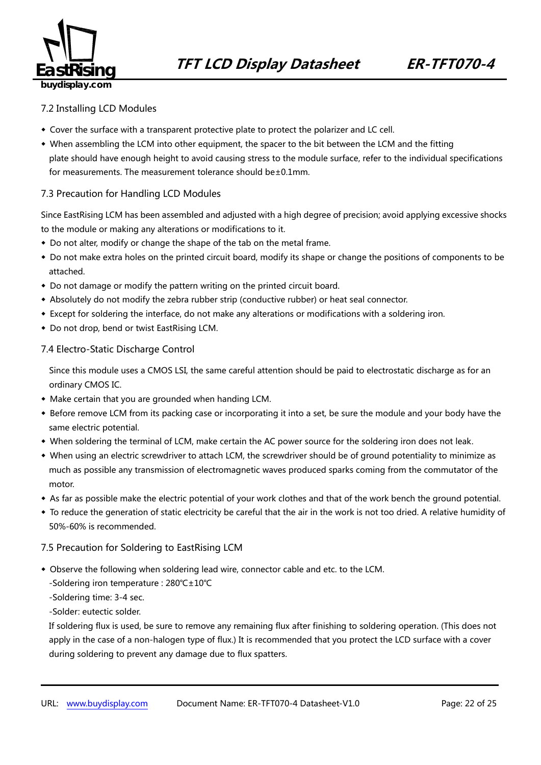## 7.2 Installing LCD Modules

- Cover the surface with a transparent protective plate to protect the polarizer and LC cell.
- When assembling the LCM into other equipment, the spacer to the bit between the LCM and the fitting plate should have enough height to avoid causing stress to the module surface, refer to the individual specifications for measurements. The measurement tolerance should be±0.1mm.

## 7.3 Precaution for Handling LCD Modules

Since EastRising LCM has been assembled and adjusted with a high degree of precision; avoid applying excessive shocks to the module or making any alterations or modifications to it.

- Do not alter, modify or change the shape of the tab on the metal frame.
- Do not make extra holes on the printed circuit board, modify its shape or change the positions of components to be attached.
- Do not damage or modify the pattern writing on the printed circuit board.
- Absolutely do not modify the zebra rubber strip (conductive rubber) or heat seal connector.
- Except for soldering the interface, do not make any alterations or modifications with a soldering iron.
- Do not drop, bend or twist EastRising LCM.

## 7.4 Electro-Static Discharge Control

Since this module uses a CMOS LSI, the same careful attention should be paid to electrostatic discharge as for an ordinary CMOS IC.

- Make certain that you are grounded when handing LCM.
- Before remove LCM from its packing case or incorporating it into a set, be sure the module and your body have the same electric potential.
- When soldering the terminal of LCM, make certain the AC power source for the soldering iron does not leak.
- When using an electric screwdriver to attach LCM, the screwdriver should be of ground potentiality to minimize as much as possible any transmission of electromagnetic waves produced sparks coming from the commutator of the motor.
- As far as possible make the electric potential of your work clothes and that of the work bench the ground potential.
- To reduce the generation of static electricity be careful that the air in the work is not too dried. A relative humidity of 50%-60% is recommended.

## 7.5 Precaution for Soldering to EastRising LCM

- Observe the following when soldering lead wire, connector cable and etc. to the LCM.

  -Soldering iron temperature : 280℃±10℃

  -Soldering time: 3-4 sec.

  -Solder: eutectic solder.

  If soldering flux is used, be sure to remove any remaining flux after finishing to soldering operation. (This does not apply in the case of a non-halogen type of flux.) It is recommended that you protect the LCD surface with a cover during soldering to prevent any damage due to flux spatters.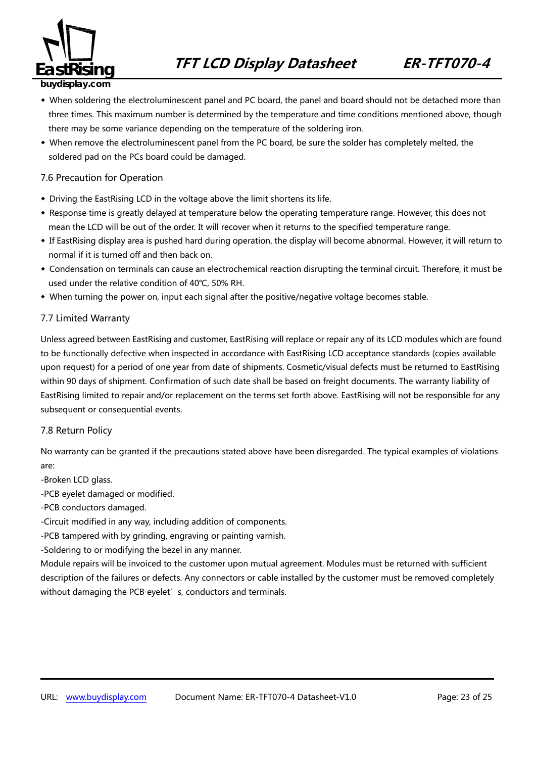- When soldering the electroluminescent panel and PC board, the panel and board should not be detached more than three times. This maximum number is determined by the temperature and time conditions mentioned above, though there may be some variance depending on the temperature of the soldering iron.
- When remove the electroluminescent panel from the PC board, be sure the solder has completely melted, the soldered pad on the PCs board could be damaged.

### 7.6 Precaution for Operation

- Driving the EastRising LCD in the voltage above the limit shortens its life.
- Response time is greatly delayed at temperature below the operating temperature range. However, this does not mean the LCD will be out of the order. It will recover when it returns to the specified temperature range.
- If EastRising display area is pushed hard during operation, the display will become abnormal. However, it will return to normal if it is turned off and then back on.
- Condensation on terminals can cause an electrochemical reaction disrupting the terminal circuit. Therefore, it must be used under the relative condition of 40℃, 50% RH.
- When turning the power on, input each signal after the positive/negative voltage becomes stable.

### 7.7 Limited Warranty

Unless agreed between EastRising and customer, EastRising will replace or repair any of its LCD modules which are found to be functionally defective when inspected in accordance with EastRising LCD acceptance standards (copies available upon request) for a period of one year from date of shipments. Cosmetic/visual defects must be returned to EastRising within 90 days of shipment. Confirmation of such date shall be based on freight documents. The warranty liability of EastRising limited to repair and/or replacement on the terms set forth above. EastRising will not be responsible for any subsequent or consequential events.

### 7.8 Return Policy

No warranty can be granted if the precautions stated above have been disregarded. The typical examples of violations are:

-Broken LCD glass.

-PCB eyelet damaged or modified.

-PCB conductors damaged.

-Circuit modified in any way, including addition of components.

-PCB tampered with by grinding, engraving or painting varnish.

-Soldering to or modifying the bezel in any manner.

Module repairs will be invoiced to the customer upon mutual agreement. Modules must be returned with sufficient description of the failures or defects. Any connectors or cable installed by the customer must be removed completely without damaging the PCB eyelet's, conductors and terminals.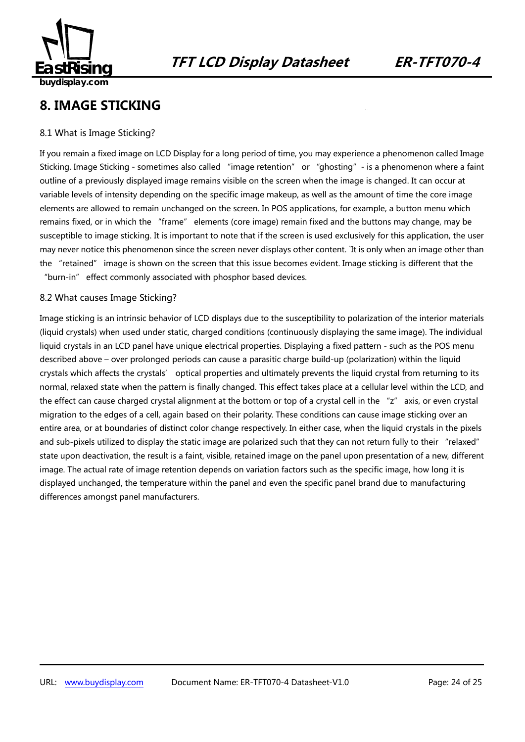## 8. IMAGE STICKING

### 8.1 What is Image Sticking?

If you remain a fixed image on LCD Display for a long period of time, you may experience a phenomenon called Image Sticking. Image Sticking - sometimes also called "image retention" or "ghosting" - is a phenomenon where a faint outline of a previously displayed image remains visible on the screen when the image is changed. It can occur at variable levels of intensity depending on the specific image makeup, as well as the amount of time the core image elements are allowed to remain unchanged on the screen. In POS applications, for example, a button menu which remains fixed, or in which the "frame" elements (core image) remain fixed and the buttons may change, may be susceptible to image sticking. It is important to note that if the screen is used exclusively for this application, the user may never notice this phenomenon since the screen never displays other content. `It is only when an image other than the "retained" image is shown on the screen that this issue becomes evident. Image sticking is different that the "burn-in" effect commonly associated with phosphor based devices.

### 8.2 What causes Image Sticking?

Image sticking is an intrinsic behavior of LCD displays due to the susceptibility to polarization of the interior materials (liquid crystals) when used under static, charged conditions (continuously displaying the same image). The individual liquid crystals in an LCD panel have unique electrical properties. Displaying a fixed pattern - such as the POS menu described above – over prolonged periods can cause a parasitic charge build-up (polarization) within the liquid crystals which affects the crystals' optical properties and ultimately prevents the liquid crystal from returning to its normal, relaxed state when the pattern is finally changed. This effect takes place at a cellular level within the LCD, and the effect can cause charged crystal alignment at the bottom or top of a crystal cell in the "z" axis, or even crystal migration to the edges of a cell, again based on their polarity. These conditions can cause image sticking over an entire area, or at boundaries of distinct color change respectively. In either case, when the liquid crystals in the pixels and sub-pixels utilized to display the static image are polarized such that they can not return fully to their "relaxed" state upon deactivation, the result is a faint, visible, retained image on the panel upon presentation of a new, different image. The actual rate of image retention depends on variation factors such as the specific image, how long it is displayed unchanged, the temperature within the panel and even the specific panel brand due to manufacturing differences amongst panel manufacturers.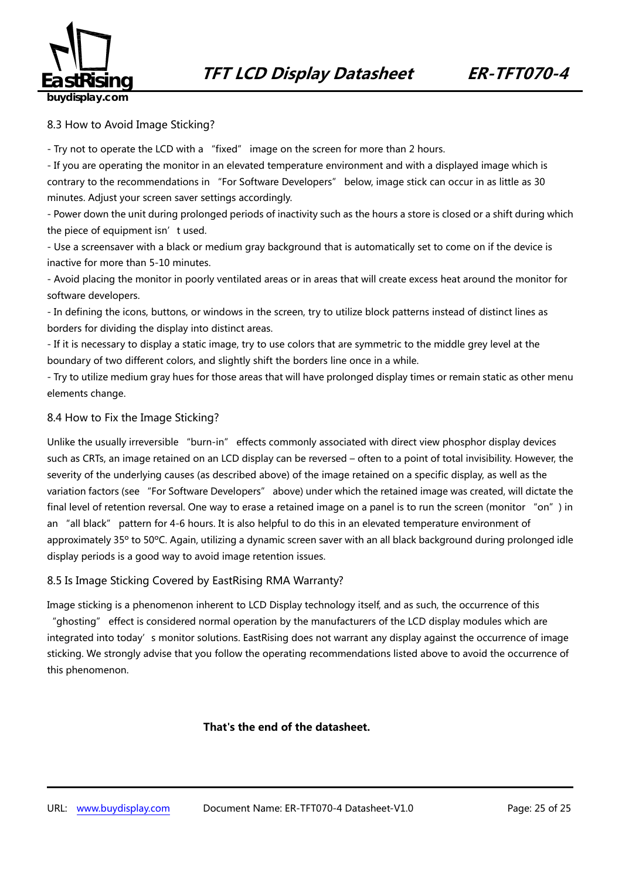## 8.3 How to Avoid Image Sticking?

- Try not to operate the LCD with a "fixed" image on the screen for more than 2 hours.
- If you are operating the monitor in an elevated temperature environment and with a displayed image which is contrary to the recommendations in "For Software Developers" below, image stick can occur in as little as 30 minutes. Adjust your screen saver settings accordingly.
- Power down the unit during prolonged periods of inactivity such as the hours a store is closed or a shift during which the piece of equipment isn't used.
- Use a screensaver with a black or medium gray background that is automatically set to come on if the device is inactive for more than 5-10 minutes.
- Avoid placing the monitor in poorly ventilated areas or in areas that will create excess heat around the monitor for software developers.
- In defining the icons, buttons, or windows in the screen, try to utilize block patterns instead of distinct lines as borders for dividing the display into distinct areas.
- If it is necessary to display a static image, try to use colors that are symmetric to the middle grey level at the boundary of two different colors, and slightly shift the borders line once in a while.
- Try to utilize medium gray hues for those areas that will have prolonged display times or remain static as other menu elements change.

## 8.4 How to Fix the Image Sticking?

Unlike the usually irreversible "burn-in" effects commonly associated with direct view phosphor display devices such as CRTs, an image retained on an LCD display can be reversed – often to a point of total invisibility. However, the severity of the underlying causes (as described above) of the image retained on a specific display, as well as the variation factors (see "For Software Developers" above) under which the retained image was created, will dictate the final level of retention reversal. One way to erase a retained image on a panel is to run the screen (monitor "on") in an "all black" pattern for 4-6 hours. It is also helpful to do this in an elevated temperature environment of approximately 35º to 50ºC. Again, utilizing a dynamic screen saver with an all black background during prolonged idle display periods is a good way to avoid image retention issues.

## 8.5 Is Image Sticking Covered by EastRising RMA Warranty?

Image sticking is a phenomenon inherent to LCD Display technology itself, and as such, the occurrence of this "ghosting" effect is considered normal operation by the manufacturers of the LCD display modules which are integrated into today's monitor solutions. EastRising does not warrant any display against the occurrence of image sticking. We strongly advise that you follow the operating recommendations listed above to avoid the occurrence of this phenomenon.

**That's the end of the datasheet.**